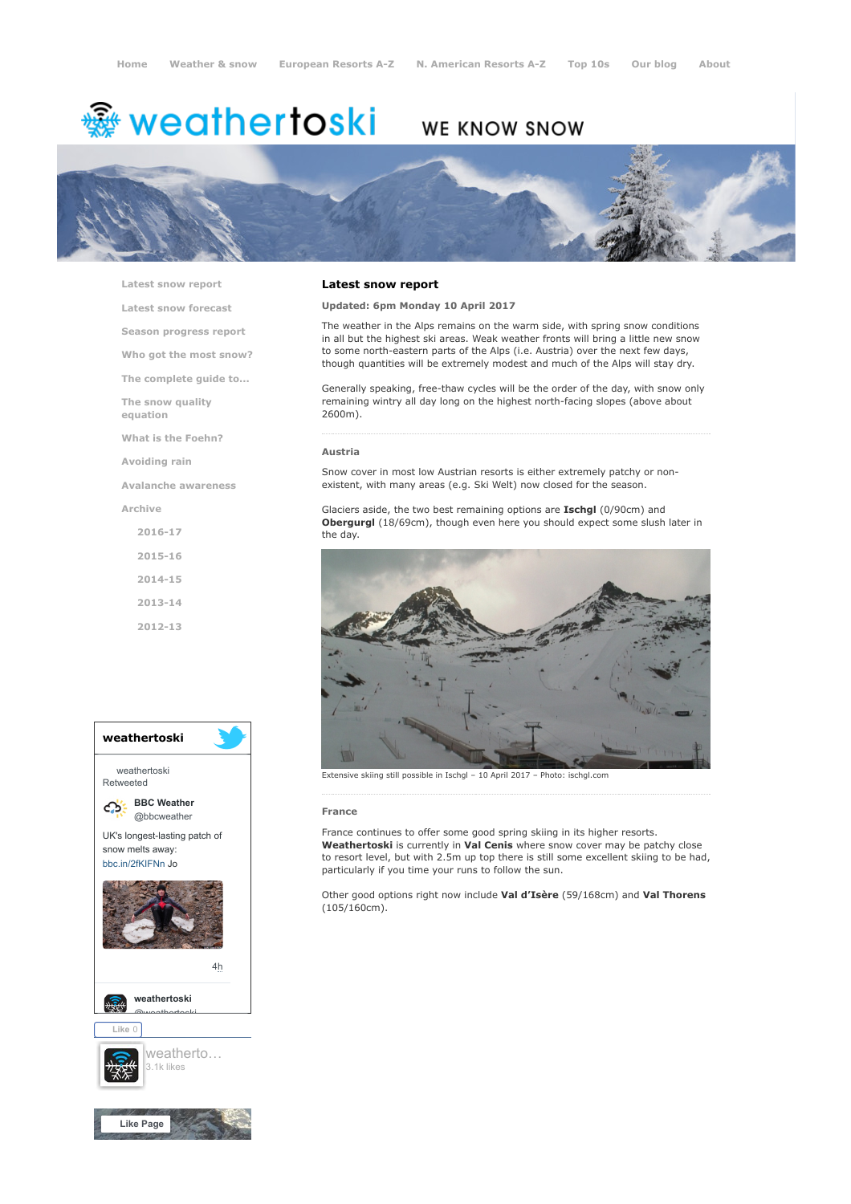Home Weather & snow European Resorts A-Z N. American Resorts A-Z Top 10s Our blog About

# weathertoski WE KNOW SNOW

- Latest snow report
- Latest snow forecast
- Season progress report
- Who got the most snow?
- The complete guide to...
- The snow quality equation
- What is the Foehn?
- Avoiding rain
- Avalanche awareness
- Archive
  - 2016-17
  - 2015-16
  - 2014-15
  - 2013-14
  - 2012-13

## Latest snow report

**Updated: 6pm Monday 10 April 2017**

The weather in the Alps remains on the warm side, with spring snow conditions in all but the highest ski areas. Weak weather fronts will bring a little new snow to some north-eastern parts of the Alps (i.e. Austria) over the next few days, though quantities will be extremely modest and much of the Alps will stay dry.

Generally speaking, free-thaw cycles will be the order of the day, with snow only remaining wintry all day long on the highest north-facing slopes (above about 2600m).

### Austria

Snow cover in most low Austrian resorts is either extremely patchy or non-existent, with many areas (e.g. Ski Welt) now closed for the season.

Glaciers aside, the two best remaining options are **Ischgl** (0/90cm) and **Obergurgl** (18/69cm), though even here you should expect some slush later in the day.

Extensive skiing still possible in Ischgl – 10 April 2017 – Photo: ischgl.com

### France

France continues to offer some good spring skiing in its higher resorts. **Weathertoski** is currently in **Val Cenis** where snow cover may be patchy close to resort level, but with 2.5m up top there is still some excellent skiing to be had, particularly if you time your runs to follow the sun.

Other good options right now include **Val d'Isère** (59/168cm) and **Val Thorens** (105/160cm).

weathertoski

weathertoski Retweeted

BBC Weather @bbcweather

UK's longest-lasting patch of snow melts away: bbc.in/2fKIFNn Jo

4h

weathertoski @weathertoski

Like 0

weatherto… 3.1k likes

Like Page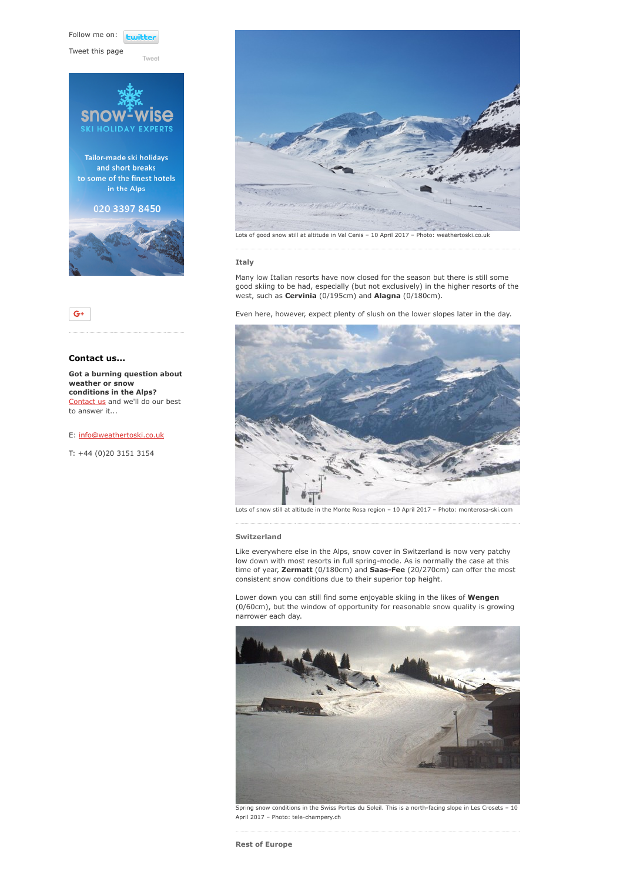Follow me on:

Tweet this page

Tweet

snow-wise
SKI HOLIDAY EXPERTS

Tailor-made ski holidays and short breaks to some of the finest hotels in the Alps

020 3397 8450

### Contact us...

**Got a burning question about weather or snow conditions in the Alps?** Contact us and we'll do our best to answer it...

E: info@weathertoski.co.uk

T: +44 (0)20 3151 3154

Lots of good snow still at altitude in Val Cenis – 10 April 2017 – Photo: weathertoski.co.uk

### Italy

Many low Italian resorts have now closed for the season but there is still some good skiing to be had, especially (but not exclusively) in the higher resorts of the west, such as **Cervinia** (0/195cm) and **Alagna** (0/180cm).

Even here, however, expect plenty of slush on the lower slopes later in the day.

Lots of snow still at altitude in the Monte Rosa region – 10 April 2017 – Photo: monterosa-ski.com

### Switzerland

Like everywhere else in the Alps, snow cover in Switzerland is now very patchy low down with most resorts in full spring-mode. As is normally the case at this time of year, **Zermatt** (0/180cm) and **Saas-Fee** (20/270cm) can offer the most consistent snow conditions due to their superior top height.

Lower down you can still find some enjoyable skiing in the likes of **Wengen** (0/60cm), but the window of opportunity for reasonable snow quality is growing narrower each day.

Spring snow conditions in the Swiss Portes du Soleil. This is a north-facing slope in Les Crosets – 10 April 2017 – Photo: tele-champery.ch

### Rest of Europe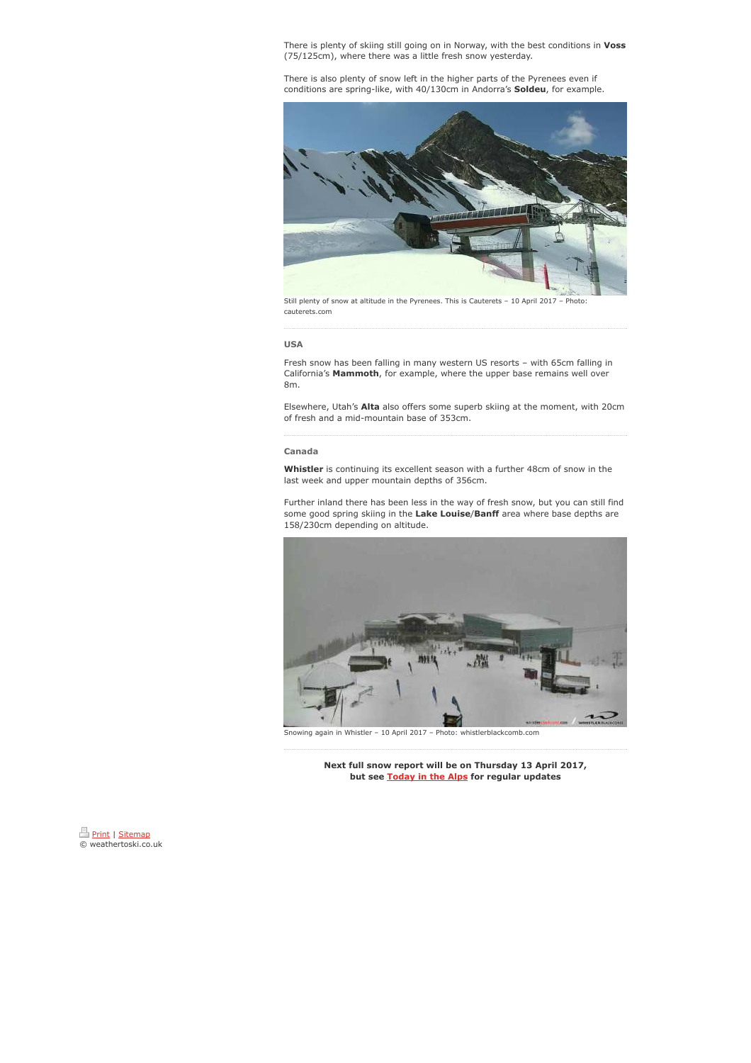There is plenty of skiing still going on in Norway, with the best conditions in **Voss** (75/125cm), where there was a little fresh snow yesterday.

There is also plenty of snow left in the higher parts of the Pyrenees even if conditions are spring-like, with 40/130cm in Andorra's **Soldeu**, for example.

Still plenty of snow at altitude in the Pyrenees. This is Cauterets – 10 April 2017 – Photo: cauterets.com

### USA

Fresh snow has been falling in many western US resorts – with 65cm falling in California's **Mammoth**, for example, where the upper base remains well over 8m.

Elsewhere, Utah's **Alta** also offers some superb skiing at the moment, with 20cm of fresh and a mid-mountain base of 353cm.

### Canada

**Whistler** is continuing its excellent season with a further 48cm of snow in the last week and upper mountain depths of 356cm.

Further inland there has been less in the way of fresh snow, but you can still find some good spring skiing in the **Lake Louise**/**Banff** area where base depths are 158/230cm depending on altitude.

Snowing again in Whistler – 10 April 2017 – Photo: whistlerblackcomb.com

**Next full snow report will be on Thursday 13 April 2017, but see Today in the Alps for regular updates**

Print | Sitemap
© weathertoski.co.uk